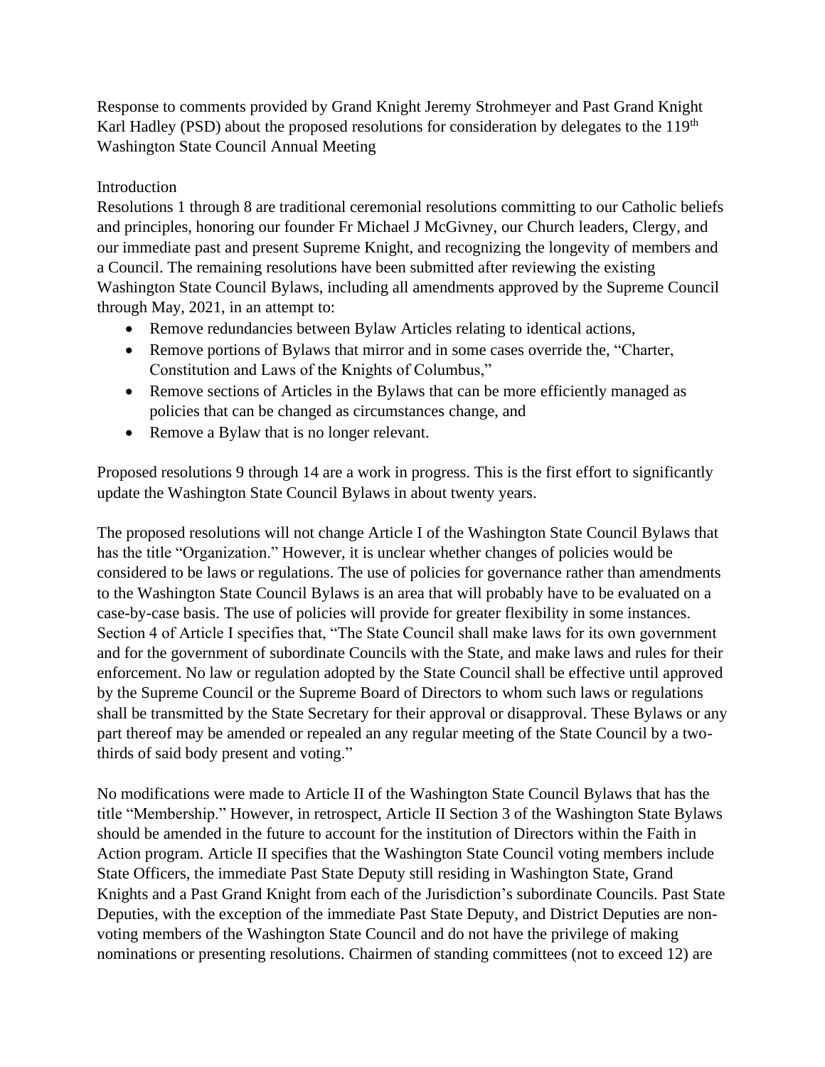Response to comments provided by Grand Knight Jeremy Strohmeyer and Past Grand Knight Karl Hadley (PSD) about the proposed resolutions for consideration by delegates to the 119th Washington State Council Annual Meeting

Introduction

Resolutions 1 through 8 are traditional ceremonial resolutions committing to our Catholic beliefs and principles, honoring our founder Fr Michael J McGivney, our Church leaders, Clergy, and our immediate past and present Supreme Knight, and recognizing the longevity of members and a Council. The remaining resolutions have been submitted after reviewing the existing Washington State Council Bylaws, including all amendments approved by the Supreme Council through May, 2021, in an attempt to:

- Remove redundancies between Bylaw Articles relating to identical actions,
- Remove portions of Bylaws that mirror and in some cases override the, "Charter, Constitution and Laws of the Knights of Columbus,"
- Remove sections of Articles in the Bylaws that can be more efficiently managed as policies that can be changed as circumstances change, and
- Remove a Bylaw that is no longer relevant.

Proposed resolutions 9 through 14 are a work in progress. This is the first effort to significantly update the Washington State Council Bylaws in about twenty years.

The proposed resolutions will not change Article I of the Washington State Council Bylaws that has the title "Organization." However, it is unclear whether changes of policies would be considered to be laws or regulations. The use of policies for governance rather than amendments to the Washington State Council Bylaws is an area that will probably have to be evaluated on a case-by-case basis. The use of policies will provide for greater flexibility in some instances. Section 4 of Article I specifies that, "The State Council shall make laws for its own government and for the government of subordinate Councils with the State, and make laws and rules for their enforcement. No law or regulation adopted by the State Council shall be effective until approved by the Supreme Council or the Supreme Board of Directors to whom such laws or regulations shall be transmitted by the State Secretary for their approval or disapproval. These Bylaws or any part thereof may be amended or repealed an any regular meeting of the State Council by a two-thirds of said body present and voting."

No modifications were made to Article II of the Washington State Council Bylaws that has the title "Membership." However, in retrospect, Article II Section 3 of the Washington State Bylaws should be amended in the future to account for the institution of Directors within the Faith in Action program. Article II specifies that the Washington State Council voting members include State Officers, the immediate Past State Deputy still residing in Washington State, Grand Knights and a Past Grand Knight from each of the Jurisdiction's subordinate Councils. Past State Deputies, with the exception of the immediate Past State Deputy, and District Deputies are non-voting members of the Washington State Council and do not have the privilege of making nominations or presenting resolutions. Chairmen of standing committees (not to exceed 12) are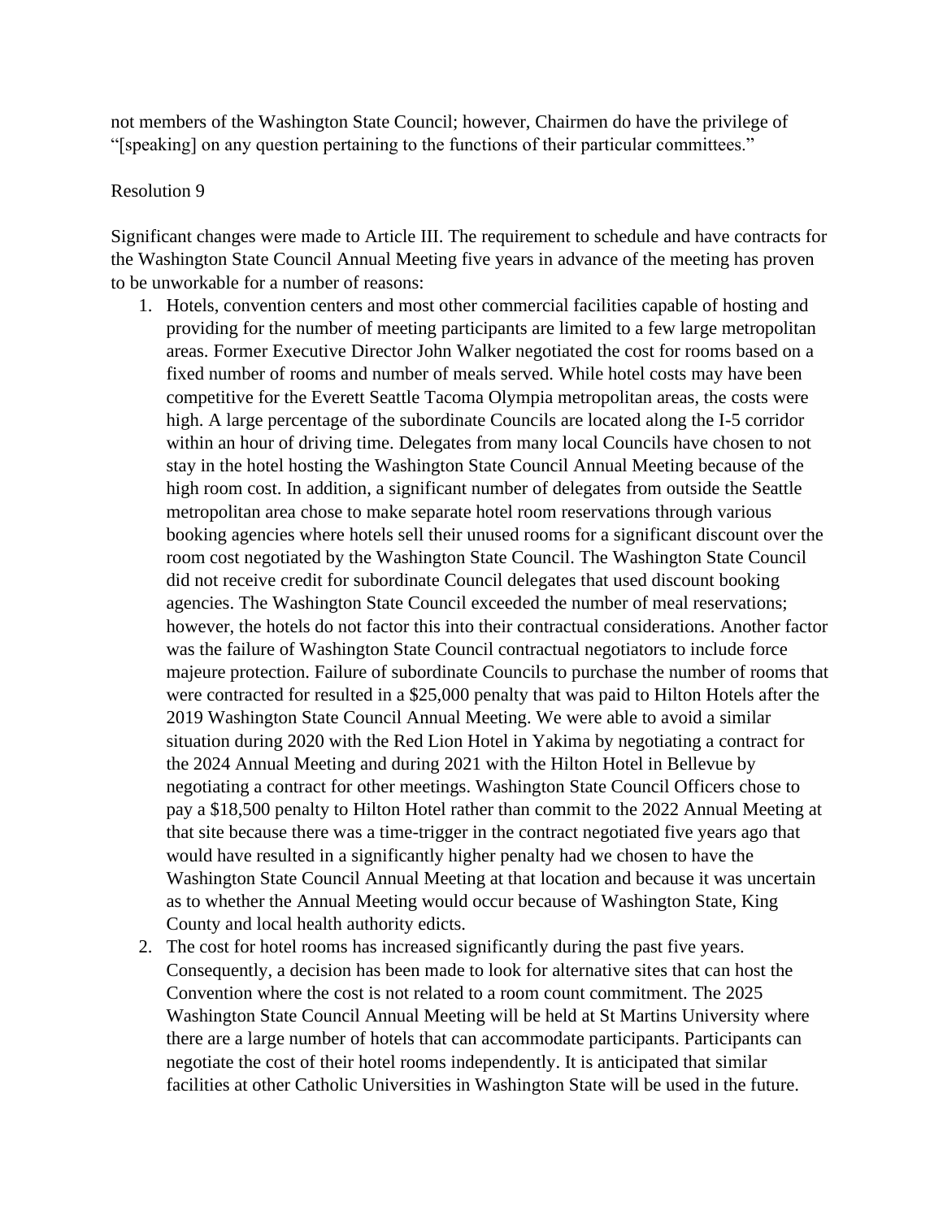not members of the Washington State Council; however, Chairmen do have the privilege of "[speaking] on any question pertaining to the functions of their particular committees."

Resolution 9

Significant changes were made to Article III. The requirement to schedule and have contracts for the Washington State Council Annual Meeting five years in advance of the meeting has proven to be unworkable for a number of reasons:

1. Hotels, convention centers and most other commercial facilities capable of hosting and providing for the number of meeting participants are limited to a few large metropolitan areas. Former Executive Director John Walker negotiated the cost for rooms based on a fixed number of rooms and number of meals served. While hotel costs may have been competitive for the Everett Seattle Tacoma Olympia metropolitan areas, the costs were high. A large percentage of the subordinate Councils are located along the I-5 corridor within an hour of driving time. Delegates from many local Councils have chosen to not stay in the hotel hosting the Washington State Council Annual Meeting because of the high room cost. In addition, a significant number of delegates from outside the Seattle metropolitan area chose to make separate hotel room reservations through various booking agencies where hotels sell their unused rooms for a significant discount over the room cost negotiated by the Washington State Council. The Washington State Council did not receive credit for subordinate Council delegates that used discount booking agencies. The Washington State Council exceeded the number of meal reservations; however, the hotels do not factor this into their contractual considerations. Another factor was the failure of Washington State Council contractual negotiators to include force majeure protection. Failure of subordinate Councils to purchase the number of rooms that were contracted for resulted in a $25,000 penalty that was paid to Hilton Hotels after the 2019 Washington State Council Annual Meeting. We were able to avoid a similar situation during 2020 with the Red Lion Hotel in Yakima by negotiating a contract for the 2024 Annual Meeting and during 2021 with the Hilton Hotel in Bellevue by negotiating a contract for other meetings. Washington State Council Officers chose to pay a $18,500 penalty to Hilton Hotel rather than commit to the 2022 Annual Meeting at that site because there was a time-trigger in the contract negotiated five years ago that would have resulted in a significantly higher penalty had we chosen to have the Washington State Council Annual Meeting at that location and because it was uncertain as to whether the Annual Meeting would occur because of Washington State, King County and local health authority edicts.
2. The cost for hotel rooms has increased significantly during the past five years. Consequently, a decision has been made to look for alternative sites that can host the Convention where the cost is not related to a room count commitment. The 2025 Washington State Council Annual Meeting will be held at St Martins University where there are a large number of hotels that can accommodate participants. Participants can negotiate the cost of their hotel rooms independently. It is anticipated that similar facilities at other Catholic Universities in Washington State will be used in the future.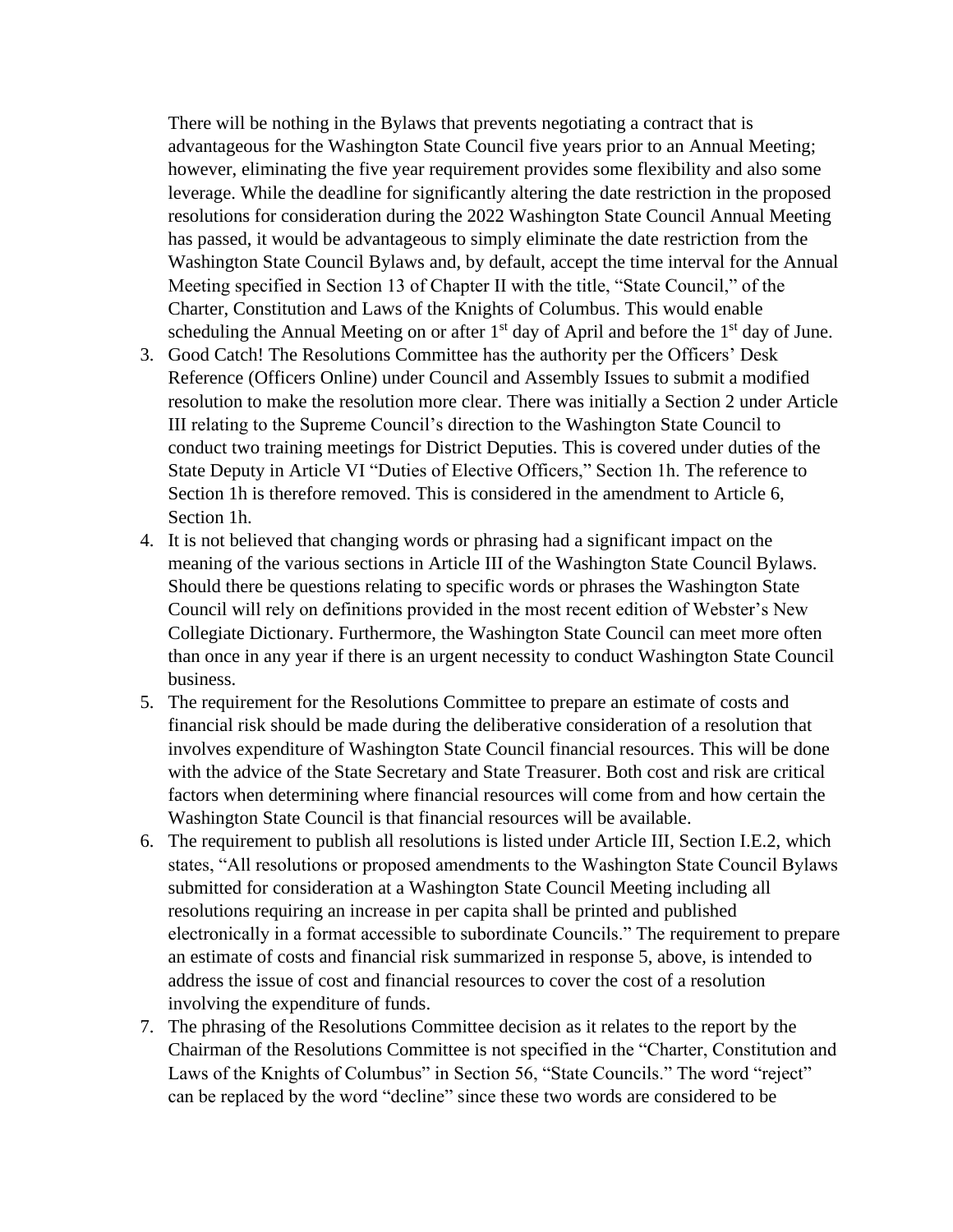There will be nothing in the Bylaws that prevents negotiating a contract that is advantageous for the Washington State Council five years prior to an Annual Meeting; however, eliminating the five year requirement provides some flexibility and also some leverage. While the deadline for significantly altering the date restriction in the proposed resolutions for consideration during the 2022 Washington State Council Annual Meeting has passed, it would be advantageous to simply eliminate the date restriction from the Washington State Council Bylaws and, by default, accept the time interval for the Annual Meeting specified in Section 13 of Chapter II with the title, "State Council," of the Charter, Constitution and Laws of the Knights of Columbus. This would enable scheduling the Annual Meeting on or after 1st day of April and before the 1st day of June.

3. Good Catch! The Resolutions Committee has the authority per the Officers' Desk Reference (Officers Online) under Council and Assembly Issues to submit a modified resolution to make the resolution more clear. There was initially a Section 2 under Article III relating to the Supreme Council's direction to the Washington State Council to conduct two training meetings for District Deputies. This is covered under duties of the State Deputy in Article VI "Duties of Elective Officers," Section 1h. The reference to Section 1h is therefore removed. This is considered in the amendment to Article 6, Section 1h.
4. It is not believed that changing words or phrasing had a significant impact on the meaning of the various sections in Article III of the Washington State Council Bylaws. Should there be questions relating to specific words or phrases the Washington State Council will rely on definitions provided in the most recent edition of Webster's New Collegiate Dictionary. Furthermore, the Washington State Council can meet more often than once in any year if there is an urgent necessity to conduct Washington State Council business.
5. The requirement for the Resolutions Committee to prepare an estimate of costs and financial risk should be made during the deliberative consideration of a resolution that involves expenditure of Washington State Council financial resources. This will be done with the advice of the State Secretary and State Treasurer. Both cost and risk are critical factors when determining where financial resources will come from and how certain the Washington State Council is that financial resources will be available.
6. The requirement to publish all resolutions is listed under Article III, Section I.E.2, which states, "All resolutions or proposed amendments to the Washington State Council Bylaws submitted for consideration at a Washington State Council Meeting including all resolutions requiring an increase in per capita shall be printed and published electronically in a format accessible to subordinate Councils." The requirement to prepare an estimate of costs and financial risk summarized in response 5, above, is intended to address the issue of cost and financial resources to cover the cost of a resolution involving the expenditure of funds.
7. The phrasing of the Resolutions Committee decision as it relates to the report by the Chairman of the Resolutions Committee is not specified in the "Charter, Constitution and Laws of the Knights of Columbus" in Section 56, "State Councils." The word "reject" can be replaced by the word "decline" since these two words are considered to be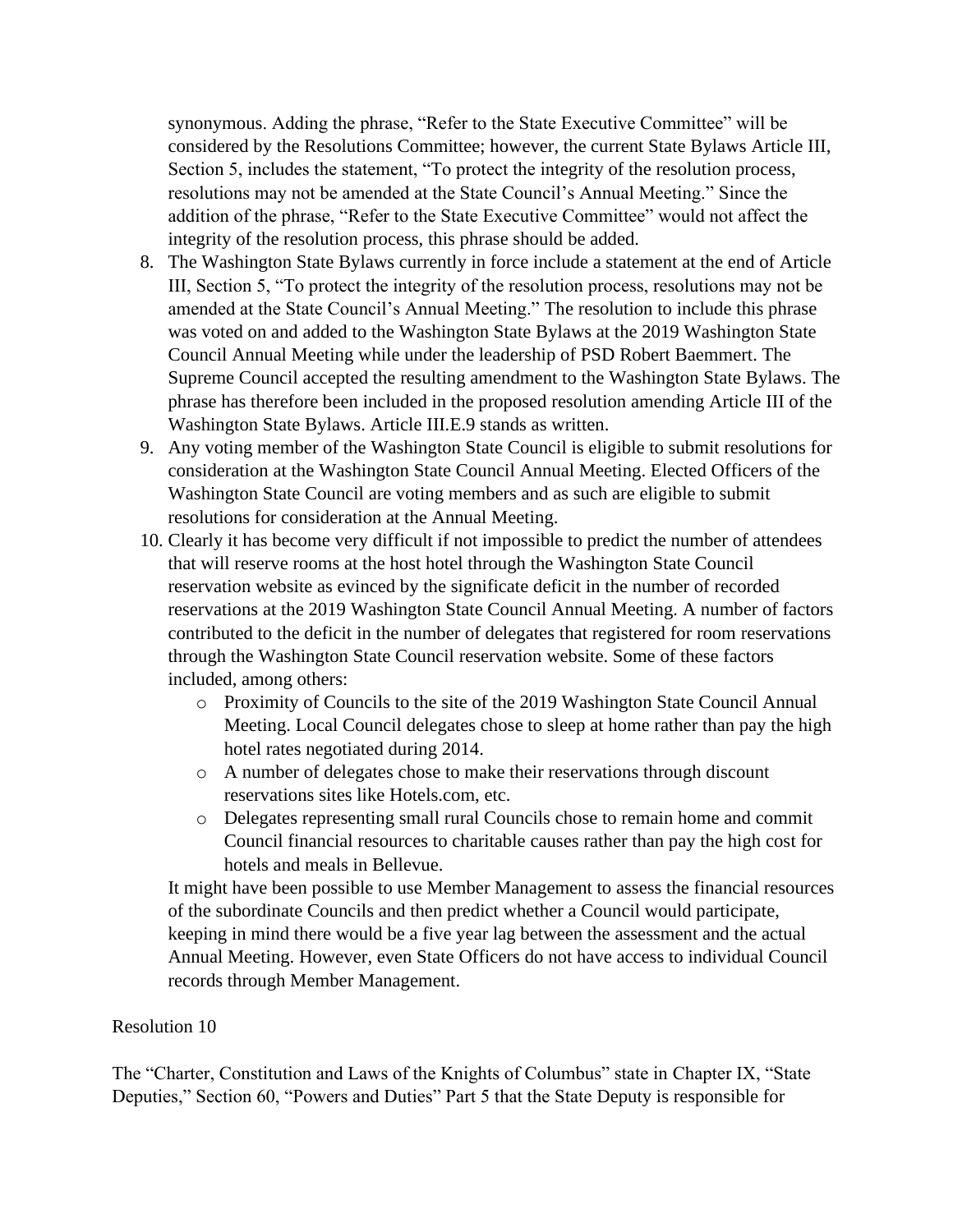synonymous. Adding the phrase, "Refer to the State Executive Committee" will be considered by the Resolutions Committee; however, the current State Bylaws Article III, Section 5, includes the statement, "To protect the integrity of the resolution process, resolutions may not be amended at the State Council's Annual Meeting." Since the addition of the phrase, "Refer to the State Executive Committee" would not affect the integrity of the resolution process, this phrase should be added.

8. The Washington State Bylaws currently in force include a statement at the end of Article III, Section 5, "To protect the integrity of the resolution process, resolutions may not be amended at the State Council's Annual Meeting." The resolution to include this phrase was voted on and added to the Washington State Bylaws at the 2019 Washington State Council Annual Meeting while under the leadership of PSD Robert Baemmert. The Supreme Council accepted the resulting amendment to the Washington State Bylaws. The phrase has therefore been included in the proposed resolution amending Article III of the Washington State Bylaws. Article III.E.9 stands as written.
9. Any voting member of the Washington State Council is eligible to submit resolutions for consideration at the Washington State Council Annual Meeting. Elected Officers of the Washington State Council are voting members and as such are eligible to submit resolutions for consideration at the Annual Meeting.
10. Clearly it has become very difficult if not impossible to predict the number of attendees that will reserve rooms at the host hotel through the Washington State Council reservation website as evinced by the significate deficit in the number of recorded reservations at the 2019 Washington State Council Annual Meeting. A number of factors contributed to the deficit in the number of delegates that registered for room reservations through the Washington State Council reservation website. Some of these factors included, among others:
    - Proximity of Councils to the site of the 2019 Washington State Council Annual Meeting. Local Council delegates chose to sleep at home rather than pay the high hotel rates negotiated during 2014.
    - A number of delegates chose to make their reservations through discount reservations sites like Hotels.com, etc.
    - Delegates representing small rural Councils chose to remain home and commit Council financial resources to charitable causes rather than pay the high cost for hotels and meals in Bellevue.

    It might have been possible to use Member Management to assess the financial resources of the subordinate Councils and then predict whether a Council would participate, keeping in mind there would be a five year lag between the assessment and the actual Annual Meeting. However, even State Officers do not have access to individual Council records through Member Management.

Resolution 10

The "Charter, Constitution and Laws of the Knights of Columbus" state in Chapter IX, "State Deputies," Section 60, "Powers and Duties" Part 5 that the State Deputy is responsible for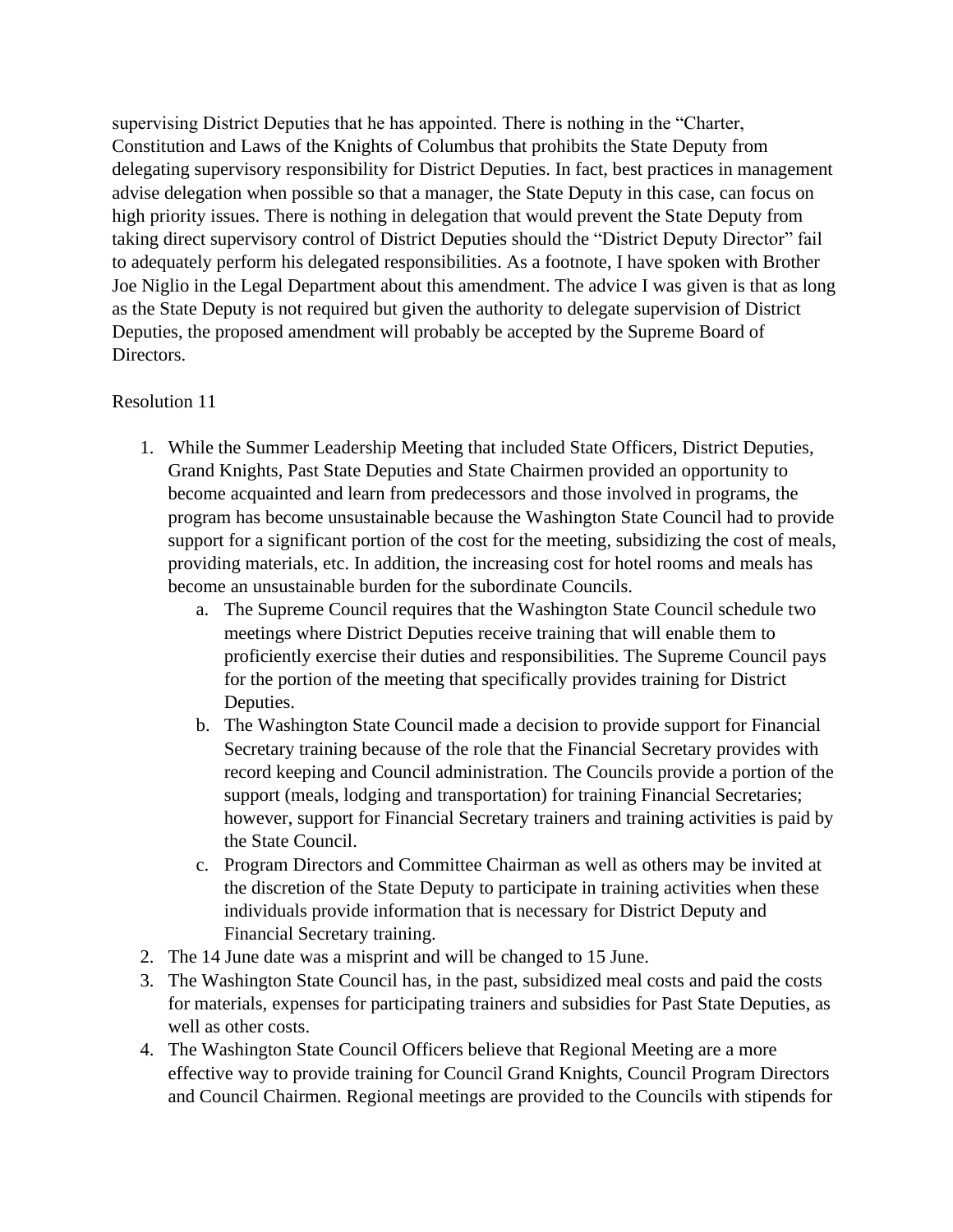supervising District Deputies that he has appointed. There is nothing in the "Charter, Constitution and Laws of the Knights of Columbus that prohibits the State Deputy from delegating supervisory responsibility for District Deputies. In fact, best practices in management advise delegation when possible so that a manager, the State Deputy in this case, can focus on high priority issues. There is nothing in delegation that would prevent the State Deputy from taking direct supervisory control of District Deputies should the "District Deputy Director" fail to adequately perform his delegated responsibilities. As a footnote, I have spoken with Brother Joe Niglio in the Legal Department about this amendment. The advice I was given is that as long as the State Deputy is not required but given the authority to delegate supervision of District Deputies, the proposed amendment will probably be accepted by the Supreme Board of Directors.

Resolution 11

1. While the Summer Leadership Meeting that included State Officers, District Deputies, Grand Knights, Past State Deputies and State Chairmen provided an opportunity to become acquainted and learn from predecessors and those involved in programs, the program has become unsustainable because the Washington State Council had to provide support for a significant portion of the cost for the meeting, subsidizing the cost of meals, providing materials, etc. In addition, the increasing cost for hotel rooms and meals has become an unsustainable burden for the subordinate Councils.
    a. The Supreme Council requires that the Washington State Council schedule two meetings where District Deputies receive training that will enable them to proficiently exercise their duties and responsibilities. The Supreme Council pays for the portion of the meeting that specifically provides training for District Deputies.
    b. The Washington State Council made a decision to provide support for Financial Secretary training because of the role that the Financial Secretary provides with record keeping and Council administration. The Councils provide a portion of the support (meals, lodging and transportation) for training Financial Secretaries; however, support for Financial Secretary trainers and training activities is paid by the State Council.
    c. Program Directors and Committee Chairman as well as others may be invited at the discretion of the State Deputy to participate in training activities when these individuals provide information that is necessary for District Deputy and Financial Secretary training.
2. The 14 June date was a misprint and will be changed to 15 June.
3. The Washington State Council has, in the past, subsidized meal costs and paid the costs for materials, expenses for participating trainers and subsidies for Past State Deputies, as well as other costs.
4. The Washington State Council Officers believe that Regional Meeting are a more effective way to provide training for Council Grand Knights, Council Program Directors and Council Chairmen. Regional meetings are provided to the Councils with stipends for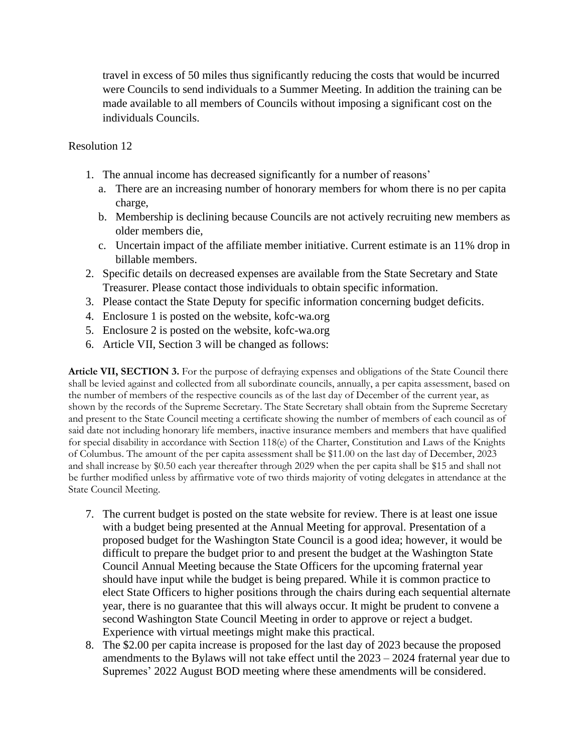travel in excess of 50 miles thus significantly reducing the costs that would be incurred were Councils to send individuals to a Summer Meeting. In addition the training can be made available to all members of Councils without imposing a significant cost on the individuals Councils.

Resolution 12

1. The annual income has decreased significantly for a number of reasons'
   a. There are an increasing number of honorary members for whom there is no per capita charge,
   b. Membership is declining because Councils are not actively recruiting new members as older members die,
   c. Uncertain impact of the affiliate member initiative. Current estimate is an 11% drop in billable members.
2. Specific details on decreased expenses are available from the State Secretary and State Treasurer. Please contact those individuals to obtain specific information.
3. Please contact the State Deputy for specific information concerning budget deficits.
4. Enclosure 1 is posted on the website, kofc-wa.org
5. Enclosure 2 is posted on the website, kofc-wa.org
6. Article VII, Section 3 will be changed as follows:

**Article VII, SECTION 3.** For the purpose of defraying expenses and obligations of the State Council there shall be levied against and collected from all subordinate councils, annually, a per capita assessment, based on the number of members of the respective councils as of the last day of December of the current year, as shown by the records of the Supreme Secretary. The State Secretary shall obtain from the Supreme Secretary and present to the State Council meeting a certificate showing the number of members of each council as of said date not including honorary life members, inactive insurance members and members that have qualified for special disability in accordance with Section 118(e) of the Charter, Constitution and Laws of the Knights of Columbus. The amount of the per capita assessment shall be $11.00 on the last day of December, 2023 and shall increase by $0.50 each year thereafter through 2029 when the per capita shall be $15 and shall not be further modified unless by affirmative vote of two thirds majority of voting delegates in attendance at the State Council Meeting.

7. The current budget is posted on the state website for review. There is at least one issue with a budget being presented at the Annual Meeting for approval. Presentation of a proposed budget for the Washington State Council is a good idea; however, it would be difficult to prepare the budget prior to and present the budget at the Washington State Council Annual Meeting because the State Officers for the upcoming fraternal year should have input while the budget is being prepared. While it is common practice to elect State Officers to higher positions through the chairs during each sequential alternate year, there is no guarantee that this will always occur. It might be prudent to convene a second Washington State Council Meeting in order to approve or reject a budget. Experience with virtual meetings might make this practical.
8. The $2.00 per capita increase is proposed for the last day of 2023 because the proposed amendments to the Bylaws will not take effect until the 2023 – 2024 fraternal year due to Supremes' 2022 August BOD meeting where these amendments will be considered.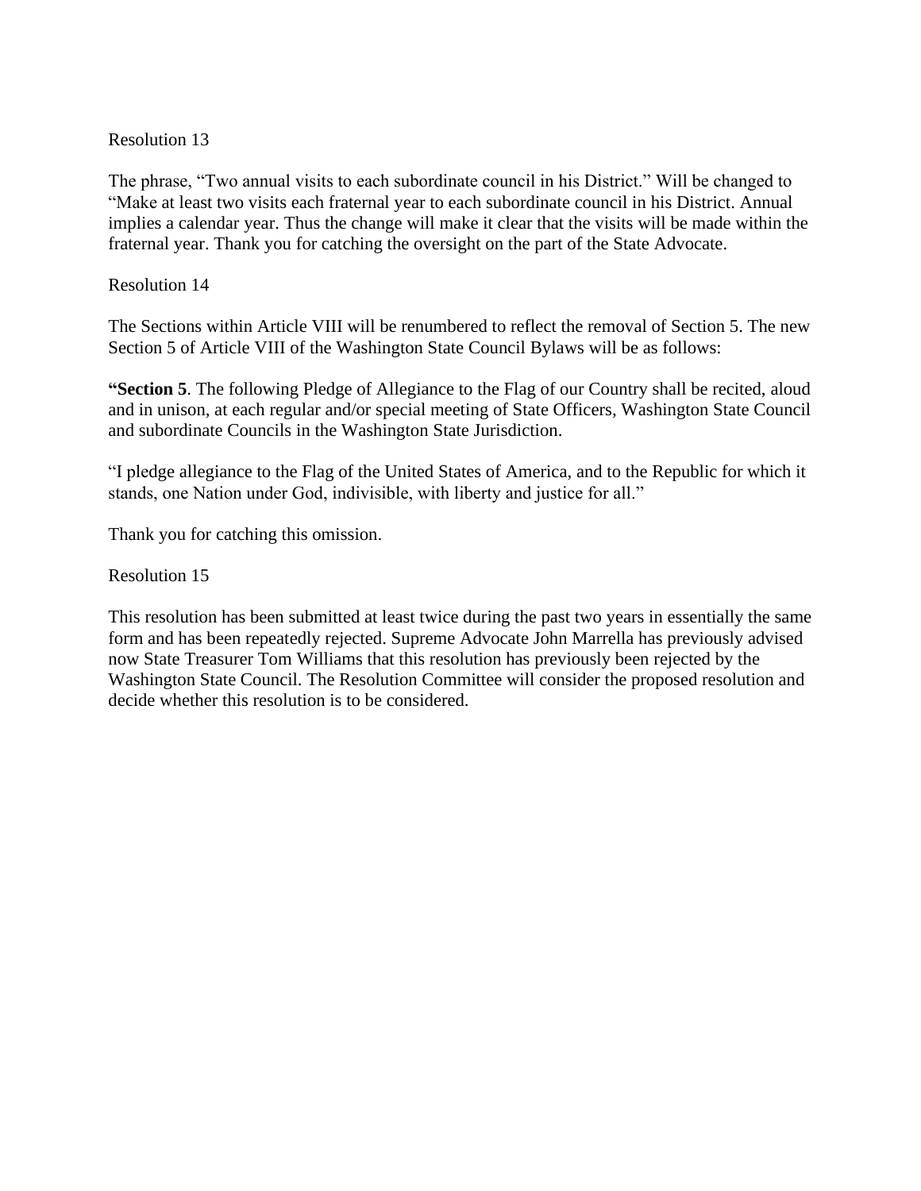Resolution 13

The phrase, "Two annual visits to each subordinate council in his District." Will be changed to "Make at least two visits each fraternal year to each subordinate council in his District. Annual implies a calendar year. Thus the change will make it clear that the visits will be made within the fraternal year. Thank you for catching the oversight on the part of the State Advocate.

Resolution 14

The Sections within Article VIII will be renumbered to reflect the removal of Section 5. The new Section 5 of Article VIII of the Washington State Council Bylaws will be as follows:

**"Section 5**. The following Pledge of Allegiance to the Flag of our Country shall be recited, aloud and in unison, at each regular and/or special meeting of State Officers, Washington State Council and subordinate Councils in the Washington State Jurisdiction.

"I pledge allegiance to the Flag of the United States of America, and to the Republic for which it stands, one Nation under God, indivisible, with liberty and justice for all."

Thank you for catching this omission.

Resolution 15

This resolution has been submitted at least twice during the past two years in essentially the same form and has been repeatedly rejected. Supreme Advocate John Marrella has previously advised now State Treasurer Tom Williams that this resolution has previously been rejected by the Washington State Council. The Resolution Committee will consider the proposed resolution and decide whether this resolution is to be considered.